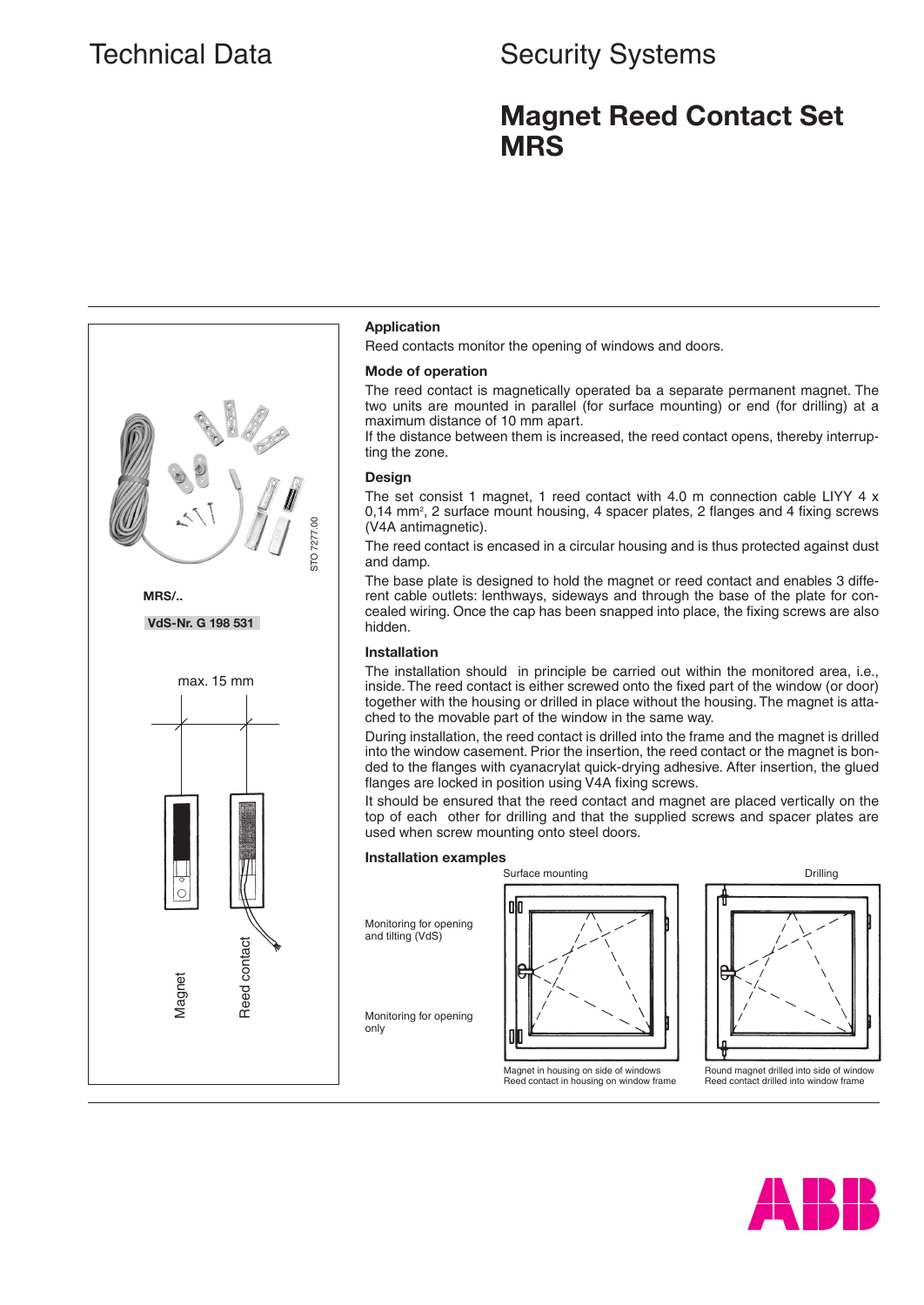# Technical Data

# Security Systems

## Magnet Reed Contact Set MRS

STO 7277.00

MRS/..

VdS-Nr. G 198 531

max. 15 mm

Magnet

Reed contact

### Application

Reed contacts monitor the opening of windows and doors.

### Mode of operation

The reed contact is magnetically operated ba a separate permanent magnet. The two units are mounted in parallel (for surface mounting) or end (for drilling) at a maximum distance of 10 mm apart.

If the distance between them is increased, the reed contact opens, thereby interrupting the zone.

### Design

The set consist 1 magnet, 1 reed contact with 4.0 m connection cable LIYY 4 x 0,14 mm², 2 surface mount housing, 4 spacer plates, 2 flanges and 4 fixing screws (V4A antimagnetic).

The reed contact is encased in a circular housing and is thus protected against dust and damp.

The base plate is designed to hold the magnet or reed contact and enables 3 different cable outlets: lenthways, sideways and through the base of the plate for concealed wiring. Once the cap has been snapped into place, the fixing screws are also hidden.

### Installation

The installation should in principle be carried out within the monitored area, i.e., inside. The reed contact is either screwed onto the fixed part of the window (or door) together with the housing or drilled in place without the housing. The magnet is attached to the movable part of the window in the same way.

During installation, the reed contact is drilled into the frame and the magnet is drilled into the window casement. Prior the insertion, the reed contact or the magnet is bonded to the flanges with cyanacrylat quick-drying adhesive. After insertion, the glued flanges are locked in position using V4A fixing screws.

It should be ensured that the reed contact and magnet are placed vertically on the top of each other for drilling and that the supplied screws and spacer plates are used when screw mounting onto steel doors.

### Installation examples

Surface mounting

Drilling

Monitoring for opening and tilting (VdS)

Monitoring for opening only

Magnet in housing on side of windows
Reed contact in housing on window frame

Round magnet drilled into side of window
Reed contact drilled into window frame

ABB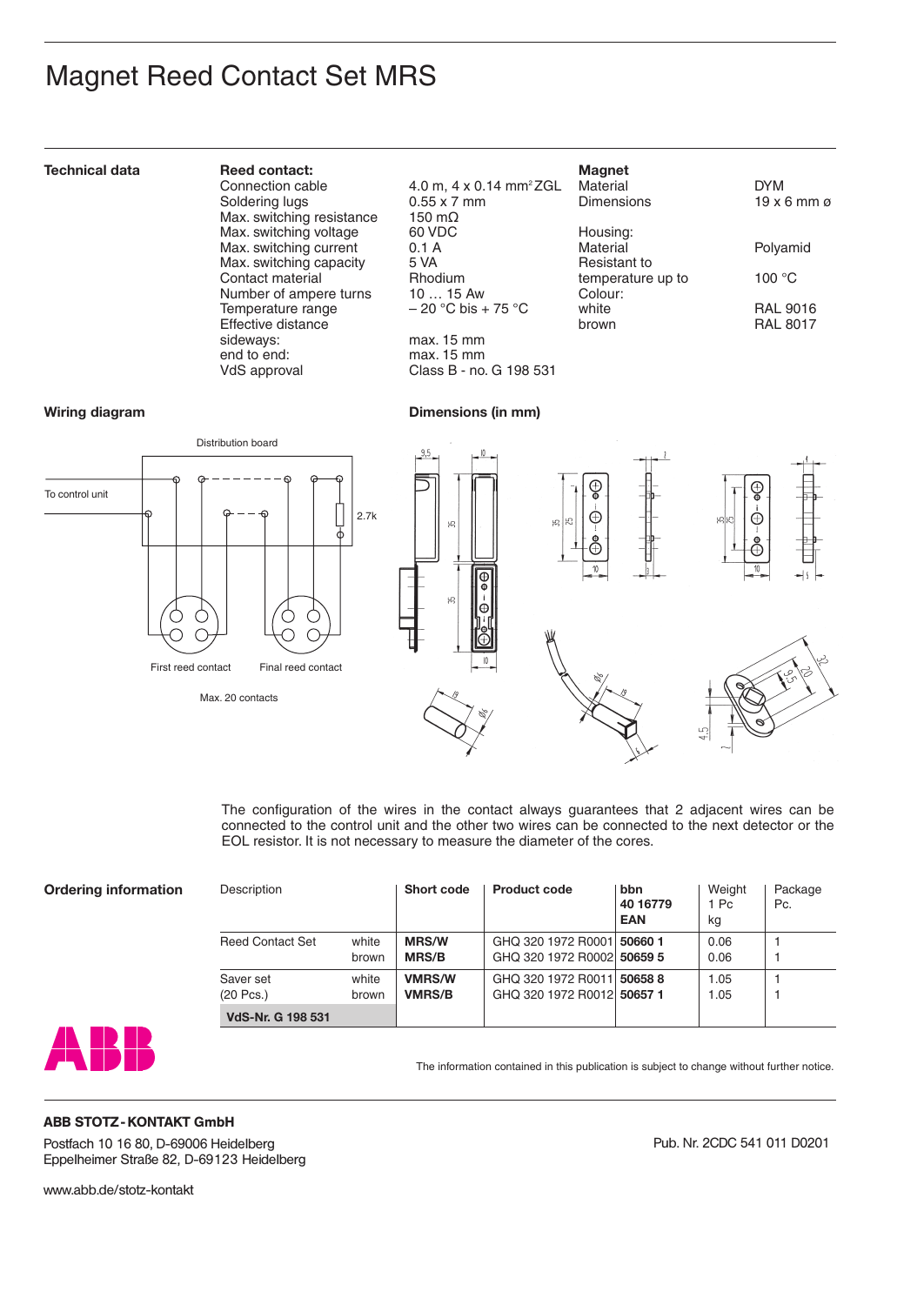# Magnet Reed Contact Set MRS

## Technical data

**Reed contact:**

| | |
|---|---|
| Connection cable | 4.0 m, 4 x 0.14 mm² ZGL |
| Soldering lugs | 0.55 x 7 mm |
| Max. switching resistance | 150 mΩ |
| Max. switching voltage | 60 VDC |
| Max. switching current | 0.1 A |
| Max. switching capacity | 5 VA |
| Contact material | Rhodium |
| Number of ampere turns | 10 … 15 Aw |
| Temperature range | – 20 °C bis + 75 °C |
| Effective distance | |
| sideways: | max. 15 mm |
| end to end: | max. 15 mm |
| VdS approval | Class B - no. G 198 531 |

**Magnet**

| | |
|---|---|
| Material | DYM |
| Dimensions | 19 x 6 mm ø |
| Housing: | |
| Material | Polyamid |
| Resistant to temperature up to | 100 °C |
| Colour: | |
| white | RAL 9016 |
| brown | RAL 8017 |

## Wiring diagram

Distribution board

To control unit

2.7k

First reed contact

Final reed contact

Max. 20 contacts

## Dimensions (in mm)

The configuration of the wires in the contact always guarantees that 2 adjacent wires can be connected to the control unit and the other two wires can be connected to the next detector or the EOL resistor. It is not necessary to measure the diameter of the cores.

## Ordering information

| Description | | Short code | Product code | bbn 40 16779 EAN | Weight 1 Pc kg | Package Pc. |
|---|---|---|---|---|---|---|
| Reed Contact Set | white | **MRS/W** | GHQ 320 1972 R0001 | **50660 1** | 0.06 | 1 |
| | brown | **MRS/B** | GHQ 320 1972 R0002 | **50659 5** | 0.06 | 1 |
| Saver set (20 Pcs.) | white | **VMRS/W** | GHQ 320 1972 R0011 | **50658 8** | 1.05 | 1 |
| | brown | **VMRS/B** | GHQ 320 1972 R0012 | **50657 1** | 1.05 | 1 |
| **VdS-Nr. G 198 531** | | | | | | |

The information contained in this publication is subject to change without further notice.

**ABB STOTZ-KONTAKT GmbH**

Postfach 10 16 80, D-69006 Heidelberg
Eppelheimer Straße 82, D-69123 Heidelberg

www.abb.de/stotz-kontakt

Pub. Nr. 2CDC 541 011 D0201